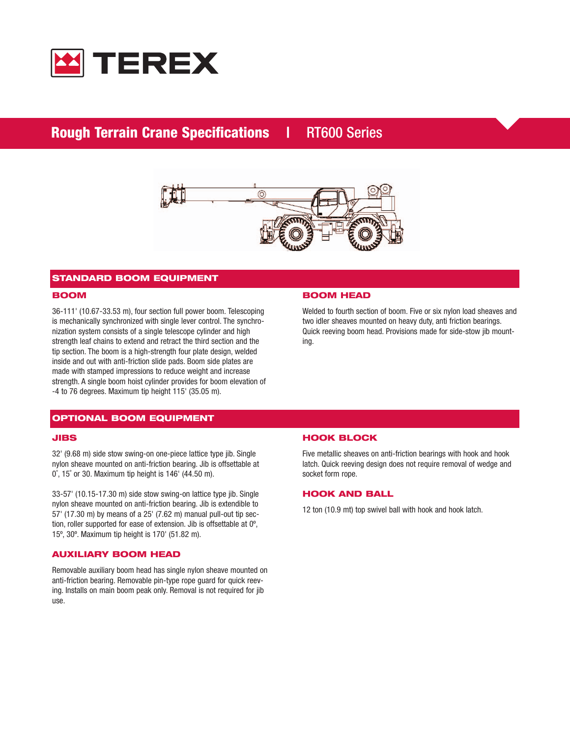# TEREX

## Rough Terrain Crane Specifications | RT600 Series

## STANDARD BOOM EQUIPMENT

### BOOM

36-111' (10.67-33.53 m), four section full power boom. Telescoping is mechanically synchronized with single lever control. The synchronization system consists of a single telescope cylinder and high strength leaf chains to extend and retract the third section and the tip section. The boom is a high-strength four plate design, welded inside and out with anti-friction slide pads. Boom side plates are made with stamped impressions to reduce weight and increase strength. A single boom hoist cylinder provides for boom elevation of -4 to 76 degrees. Maximum tip height 115' (35.05 m).

### BOOM HEAD

Welded to fourth section of boom. Five or six nylon load sheaves and two idler sheaves mounted on heavy duty, anti friction bearings. Quick reeving boom head. Provisions made for side-stow jib mounting.

## OPTIONAL BOOM EQUIPMENT

### JIBS

32' (9.68 m) side stow swing-on one-piece lattice type jib. Single nylon sheave mounted on anti-friction bearing. Jib is offsettable at 0˚, 15˚ or 30. Maximum tip height is 146' (44.50 m).

33-57' (10.15-17.30 m) side stow swing-on lattice type jib. Single nylon sheave mounted on anti-friction bearing. Jib is extendible to 57' (17.30 m) by means of a 25' (7.62 m) manual pull-out tip section, roller supported for ease of extension. Jib is offsettable at 0º, 15º, 30º. Maximum tip height is 170' (51.82 m).

### AUXILIARY BOOM HEAD

Removable auxiliary boom head has single nylon sheave mounted on anti-friction bearing. Removable pin-type rope guard for quick reeving. Installs on main boom peak only. Removal is not required for jib use.

### HOOK BLOCK

Five metallic sheaves on anti-friction bearings with hook and hook latch. Quick reeving design does not require removal of wedge and socket form rope.

### HOOK AND BALL

12 ton (10.9 mt) top swivel ball with hook and hook latch.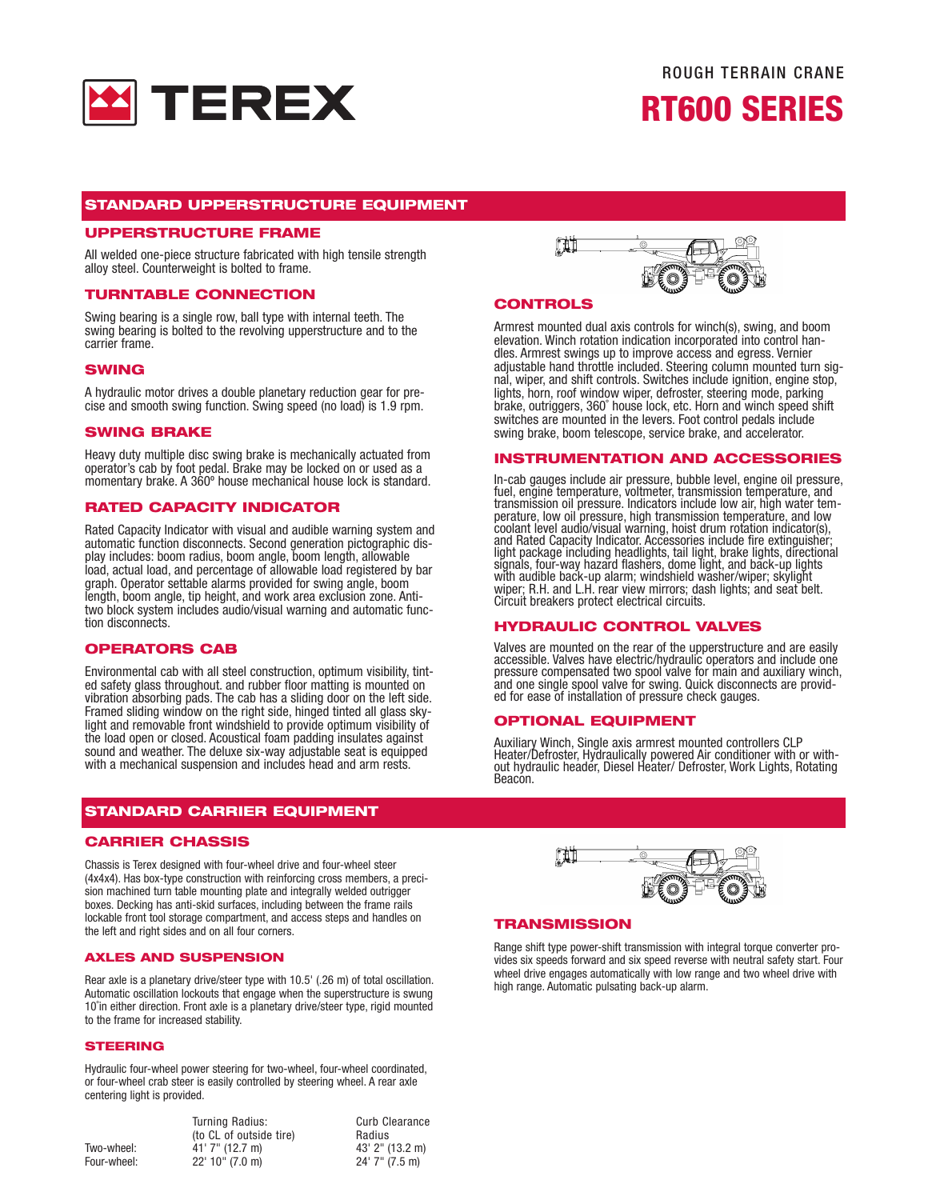# TEREX

ROUGH TERRAIN CRANE

# RT600 SERIES

## STANDARD UPPERSTRUCTURE EQUIPMENT

### UPPERSTRUCTURE FRAME

All welded one-piece structure fabricated with high tensile strength alloy steel. Counterweight is bolted to frame.

### TURNTABLE CONNECTION

Swing bearing is a single row, ball type with internal teeth. The swing bearing is bolted to the revolving upperstructure and to the carrier frame.

### SWING

A hydraulic motor drives a double planetary reduction gear for precise and smooth swing function. Swing speed (no load) is 1.9 rpm.

### SWING BRAKE

Heavy duty multiple disc swing brake is mechanically actuated from operator's cab by foot pedal. Brake may be locked on or used as a momentary brake. A 360° house mechanical house lock is standard.

### RATED CAPACITY INDICATOR

Rated Capacity Indicator with visual and audible warning system and automatic function disconnects. Second generation pictographic display includes: boom radius, boom angle, boom length, allowable load, actual load, and percentage of allowable load registered by bar graph. Operator settable alarms provided for swing angle, boom length, boom angle, tip height, and work area exclusion zone. Anti-two block system includes audio/visual warning and automatic function disconnects.

### OPERATORS CAB

Environmental cab with all steel construction, optimum visibility, tinted safety glass throughout. and rubber floor matting is mounted on vibration absorbing pads. The cab has a sliding door on the left side. Framed sliding window on the right side, hinged tinted all glass skylight and removable front windshield to provide optimum visibility of the load open or closed. Acoustical foam padding insulates against sound and weather. The deluxe six-way adjustable seat is equipped with a mechanical suspension and includes head and arm rests.

### CONTROLS

Armrest mounted dual axis controls for winch(s), swing, and boom elevation. Winch rotation indication incorporated into control handles. Armrest swings up to improve access and egress. Vernier adjustable hand throttle included. Steering column mounted turn signal, wiper, and shift controls. Switches include ignition, engine stop, lights, horn, roof window wiper, defroster, steering mode, parking brake, outriggers, 360° house lock, etc. Horn and winch speed shift switches are mounted in the levers. Foot control pedals include swing brake, boom telescope, service brake, and accelerator.

### INSTRUMENTATION AND ACCESSORIES

In-cab gauges include air pressure, bubble level, engine oil pressure, fuel, engine temperature, voltmeter, transmission temperature, and transmission oil pressure. Indicators include low air, high water temperature, low oil pressure, high transmission temperature, and low coolant level audio/visual warning, hoist drum rotation indicator(s), and Rated Capacity Indicator. Accessories include fire extinguisher; light package including headlights, tail light, brake lights, directional signals, four-way hazard flashers, dome light, and back-up lights with audible back-up alarm; windshield washer/wiper; skylight wiper; R.H. and L.H. rear view mirrors; dash lights; and seat belt. Circuit breakers protect electrical circuits.

### HYDRAULIC CONTROL VALVES

Valves are mounted on the rear of the upperstructure and are easily accessible. Valves have electric/hydraulic operators and include one pressure compensated two spool valve for main and auxiliary winch, and one single spool valve for swing. Quick disconnects are provided for ease of installation of pressure check gauges.

### OPTIONAL EQUIPMENT

Auxiliary Winch, Single axis armrest mounted controllers CLP Heater/Defroster, Hydraulically powered Air conditioner with or without hydraulic header, Diesel Heater/ Defroster, Work Lights, Rotating Beacon.

## STANDARD CARRIER EQUIPMENT

### CARRIER CHASSIS

Chassis is Terex designed with four-wheel drive and four-wheel steer (4x4x4). Has box-type construction with reinforcing cross members, a precision machined turn table mounting plate and integrally welded outrigger boxes. Decking has anti-skid surfaces, including between the frame rails lockable front tool storage compartment, and access steps and handles on the left and right sides and on all four corners.

### AXLES AND SUSPENSION

Rear axle is a planetary drive/steer type with 10.5' (.26 m) of total oscillation. Automatic oscillation lockouts that engage when the superstructure is swung 10°in either direction. Front axle is a planetary drive/steer type, rigid mounted to the frame for increased stability.

### STEERING

Hydraulic four-wheel power steering for two-wheel, four-wheel coordinated, or four-wheel crab steer is easily controlled by steering wheel. A rear axle centering light is provided.

| | Turning Radius: (to CL of outside tire) | Curb Clearance Radius |
|---|---|---|
| Two-wheel: | 41' 7" (12.7 m) | 43' 2" (13.2 m) |
| Four-wheel: | 22' 10" (7.0 m) | 24' 7" (7.5 m) |

### TRANSMISSION

Range shift type power-shift transmission with integral torque converter provides six speeds forward and six speed reverse with neutral safety start. Four wheel drive engages automatically with low range and two wheel drive with high range. Automatic pulsating back-up alarm.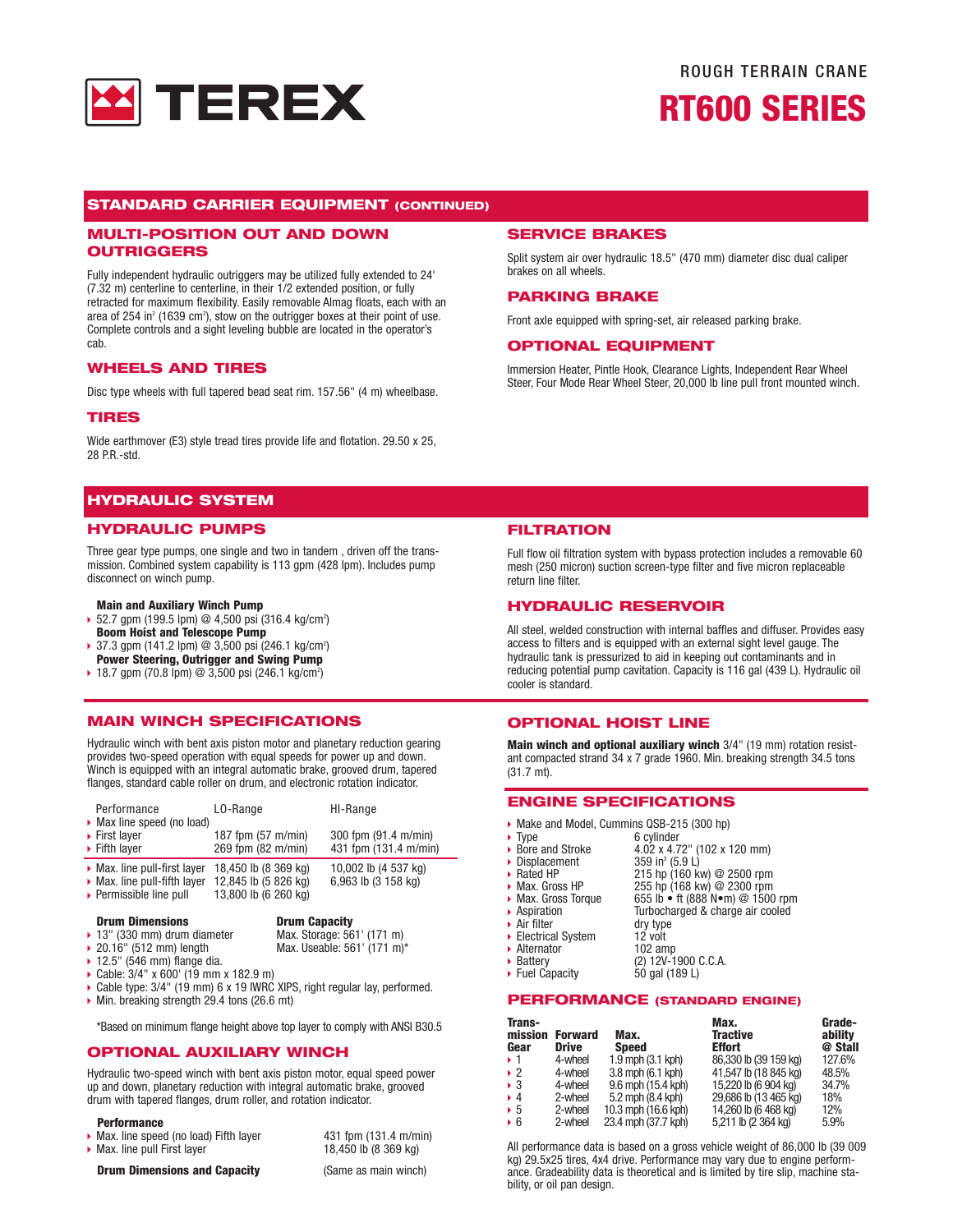# ROUGH TERRAIN CRANE

# RT600 SERIES

## STANDARD CARRIER EQUIPMENT (CONTINUED)

### MULTI-POSITION OUT AND DOWN OUTRIGGERS

Fully independent hydraulic outriggers may be utilized fully extended to 24' (7.32 m) centerline to centerline, in their 1/2 extended position, or fully retracted for maximum flexibility. Easily removable Almag floats, each with an area of 254 in² (1639 cm²), stow on the outrigger boxes at their point of use. Complete controls and a sight leveling bubble are located in the operator's cab.

### WHEELS AND TIRES

Disc type wheels with full tapered bead seat rim. 157.56" (4 m) wheelbase.

### TIRES

Wide earthmover (E3) style tread tires provide life and flotation. 29.50 x 25, 28 P.R.-std.

### SERVICE BRAKES

Split system air over hydraulic 18.5" (470 mm) diameter disc dual caliper brakes on all wheels.

### PARKING BRAKE

Front axle equipped with spring-set, air released parking brake.

### OPTIONAL EQUIPMENT

Immersion Heater, Pintle Hook, Clearance Lights, Independent Rear Wheel Steer, Four Mode Rear Wheel Steer, 20,000 lb line pull front mounted winch.

## HYDRAULIC SYSTEM

### HYDRAULIC PUMPS

Three gear type pumps, one single and two in tandem , driven off the transmission. Combined system capability is 113 gpm (428 lpm). Includes pump disconnect on winch pump.

**Main and Auxiliary Winch Pump**
- 52.7 gpm (199.5 lpm) @ 4,500 psi (316.4 kg/cm²)

**Boom Hoist and Telescope Pump**
- 37.3 gpm (141.2 lpm) @ 3,500 psi (246.1 kg/cm²)

**Power Steering, Outrigger and Swing Pump**
- 18.7 gpm (70.8 lpm) @ 3,500 psi (246.1 kg/cm²)

### FILTRATION

Full flow oil filtration system with bypass protection includes a removable 60 mesh (250 micron) suction screen-type filter and five micron replaceable return line filter.

### HYDRAULIC RESERVOIR

All steel, welded construction with internal baffles and diffuser. Provides easy access to filters and is equipped with an external sight level gauge. The hydraulic tank is pressurized to aid in keeping out contaminants and in reducing potential pump cavitation. Capacity is 116 gal (439 L). Hydraulic oil cooler is standard.

## MAIN WINCH SPECIFICATIONS

Hydraulic winch with bent axis piston motor and planetary reduction gearing provides two-speed operation with equal speeds for power up and down. Winch is equipped with an integral automatic brake, grooved drum, tapered flanges, standard cable roller on drum, and electronic rotation indicator.

| Performance | LO-Range | HI-Range |
|---|---|---|
| Max line speed (no load) | | |
| First layer | 187 fpm (57 m/min) | 300 fpm (91.4 m/min) |
| Fifth layer | 269 fpm (82 m/min) | 431 fpm (131.4 m/min) |
| Max. line pull-first layer | 18,450 lb (8 369 kg) | 10,002 lb (4 537 kg) |
| Max. line pull-fifth layer | 12,845 lb (5 826 kg) | 6,963 lb (3 158 kg) |
| Permissible line pull | 13,800 lb (6 260 kg) | |

**Drum Dimensions**
- 13" (330 mm) drum diameter
- 20.16" (512 mm) length
- 12.5" (546 mm) flange dia.
- Cable: 3/4" x 600' (19 mm x 182.9 m)
- Cable type: 3/4" (19 mm) 6 x 19 IWRC XIPS, right regular lay, performed.
- Min. breaking strength 29.4 tons (26.6 mt)

**Drum Capacity**
Max. Storage: 561' (171 m)
Max. Useable: 561' (171 m)*

*Based on minimum flange height above top layer to comply with ANSI B30.5

### OPTIONAL AUXILIARY WINCH

Hydraulic two-speed winch with bent axis piston motor, equal speed power up and down, planetary reduction with integral automatic brake, grooved drum with tapered flanges, drum roller, and rotation indicator.

**Performance**
- Max. line speed (no load) Fifth layer — 431 fpm (131.4 m/min)
- Max. line pull First layer — 18,450 lb (8 369 kg)

**Drum Dimensions and Capacity** — (Same as main winch)

## OPTIONAL HOIST LINE

**Main winch and optional auxiliary winch** 3/4" (19 mm) rotation resistant compacted strand 34 x 7 grade 1960. Min. breaking strength 34.5 tons (31.7 mt).

## ENGINE SPECIFICATIONS

- Make and Model, Cummins QSB-215 (300 hp)
- Type: 6 cylinder
- Bore and Stroke: 4.02 x 4.72" (102 x 120 mm)
- Displacement: 359 in³ (5.9 L)
- Rated HP: 215 hp (160 kw) @ 2500 rpm
- Max. Gross HP: 255 hp (168 kw) @ 2300 rpm
- Max. Gross Torque: 655 lb • ft (888 N•m) @ 1500 rpm
- Aspiration: Turbocharged & charge air cooled
- Air filter: dry type
- Electrical System: 12 volt
- Alternator: 102 amp
- Battery: (2) 12V-1900 C.C.A.
- Fuel Capacity: 50 gal (189 L)

## PERFORMANCE (STANDARD ENGINE)

| Transmission Gear | Forward Drive | Max. Speed | Max. Tractive Effort | Gradeability @ Stall |
|---|---|---|---|---|
| 1 | 4-wheel | 1.9 mph (3.1 kph) | 86,330 lb (39 159 kg) | 127.6% |
| 2 | 4-wheel | 3.8 mph (6.1 kph) | 41,547 lb (18 845 kg) | 48.5% |
| 3 | 4-wheel | 9.6 mph (15.4 kph) | 15,220 lb (6 904 kg) | 34.7% |
| 4 | 2-wheel | 5.2 mph (8.4 kph) | 29,686 lb (13 465 kg) | 18% |
| 5 | 2-wheel | 10.3 mph (16.6 kph) | 14,260 lb (6 468 kg) | 12% |
| 6 | 2-wheel | 23.4 mph (37.7 kph) | 5,211 lb (2 364 kg) | 5.9% |

All performance data is based on a gross vehicle weight of 86,000 lb (39 009 kg) 29.5x25 tires, 4x4 drive. Performance may vary due to engine performance. Gradeability data is theoretical and is limited by tire slip, machine stability, or oil pan design.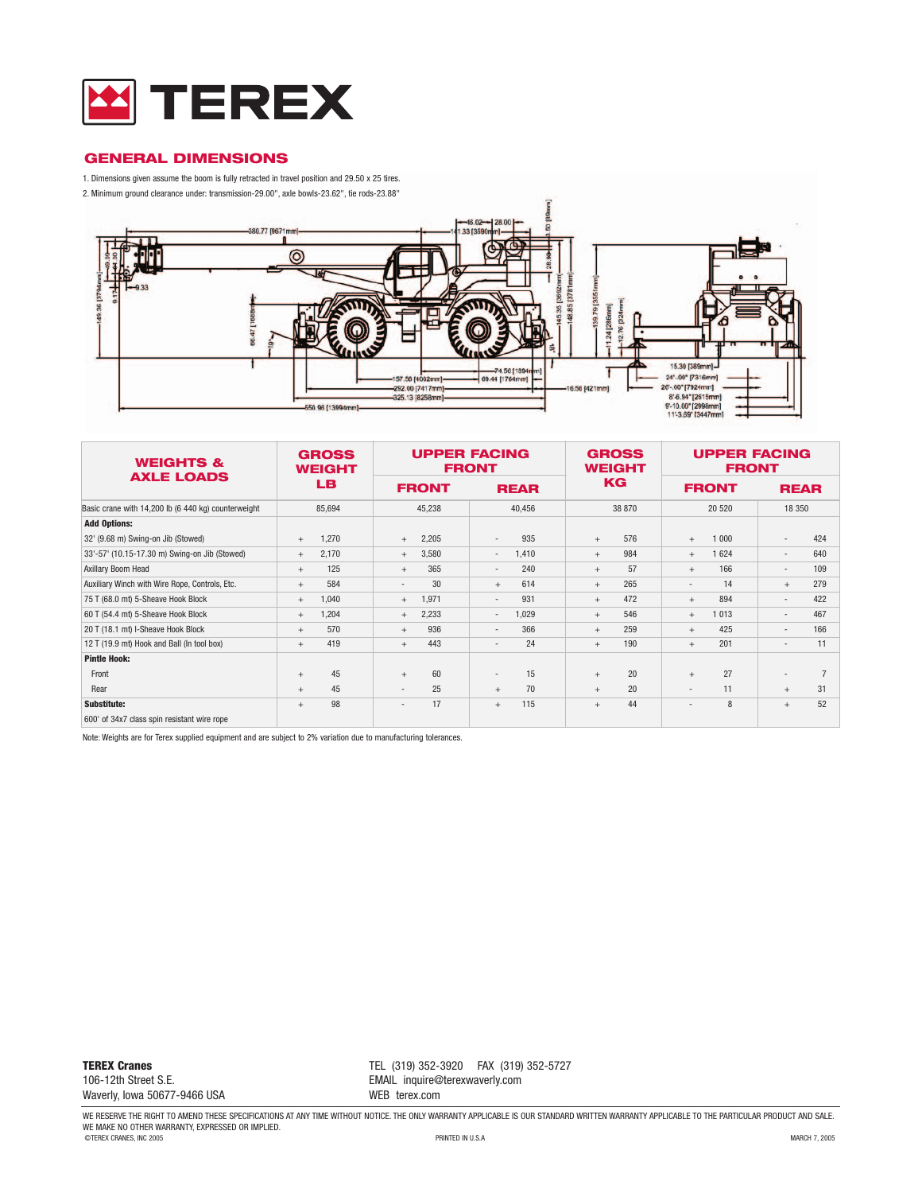# TEREX

## GENERAL DIMENSIONS

1. Dimensions given assume the boom is fully retracted in travel position and 29.50 x 25 tires.
2. Minimum ground clearance under: transmission-29.00", axle bowls-23.62", tie rods-23.88"

| WEIGHTS & AXLE LOADS | GROSS WEIGHT LB | UPPER FACING FRONT | | GROSS WEIGHT KG | UPPER FACING FRONT | |
|---|---|---|---|---|---|---|
| | | FRONT | REAR | | FRONT | REAR |
| Basic crane with 14,200 lb (6 440 kg) counterweight | 85,694 | 45,238 | 40,456 | 38 870 | 20 520 | 18 350 |
| **Add Options:** | | | | | | |
| 32' (9.68 m) Swing-on Jib (Stowed) | + 1,270 | + 2,205 | - 935 | + 576 | + 1 000 | - 424 |
| 33'-57' (10.15-17.30 m) Swing-on Jib (Stowed) | + 2,170 | + 3,580 | - 1,410 | + 984 | + 1 624 | - 640 |
| Axillary Boom Head | + 125 | + 365 | - 240 | + 57 | + 166 | - 109 |
| Auxiliary Winch with Wire Rope, Controls, Etc. | + 584 | - 30 | + 614 | + 265 | - 14 | + 279 |
| 75 T (68.0 mt) 5-Sheave Hook Block | + 1,040 | + 1,971 | - 931 | + 472 | + 894 | - 422 |
| 60 T (54.4 mt) 5-Sheave Hook Block | + 1,204 | + 2,233 | - 1,029 | + 546 | + 1 013 | - 467 |
| 20 T (18.1 mt) I-Sheave Hook Block | + 570 | + 936 | - 366 | + 259 | + 425 | - 166 |
| 12 T (19.9 mt) Hook and Ball (In tool box) | + 419 | + 443 | - 24 | + 190 | + 201 | - 11 |
| **Pintle Hook:** | | | | | | |
| Front | + 45 | + 60 | - 15 | + 20 | + 27 | - 7 |
| Rear | + 45 | - 25 | + 70 | + 20 | - 11 | + 31 |
| **Substitute:** | + 98 | - 17 | + 115 | + 44 | - 8 | + 52 |
| 600' of 34x7 class spin resistant wire rope | | | | | | |

Note: Weights are for Terex supplied equipment and are subject to 2% variation due to manufacturing tolerances.

**TEREX Cranes**
106-12th Street S.E.
Waverly, Iowa 50677-9466 USA

TEL (319) 352-3920 FAX (319) 352-5727
EMAIL inquire@terexwaverly.com
WEB terex.com

WE RESERVE THE RIGHT TO AMEND THESE SPECIFICATIONS AT ANY TIME WITHOUT NOTICE. THE ONLY WARRANTY APPLICABLE IS OUR STANDARD WRITTEN WARRANTY APPLICABLE TO THE PARTICULAR PRODUCT AND SALE. WE MAKE NO OTHER WARRANTY, EXPRESSED OR IMPLIED.

©TEREX CRANES, INC 2005 PRINTED IN U.S.A MARCH 7, 2005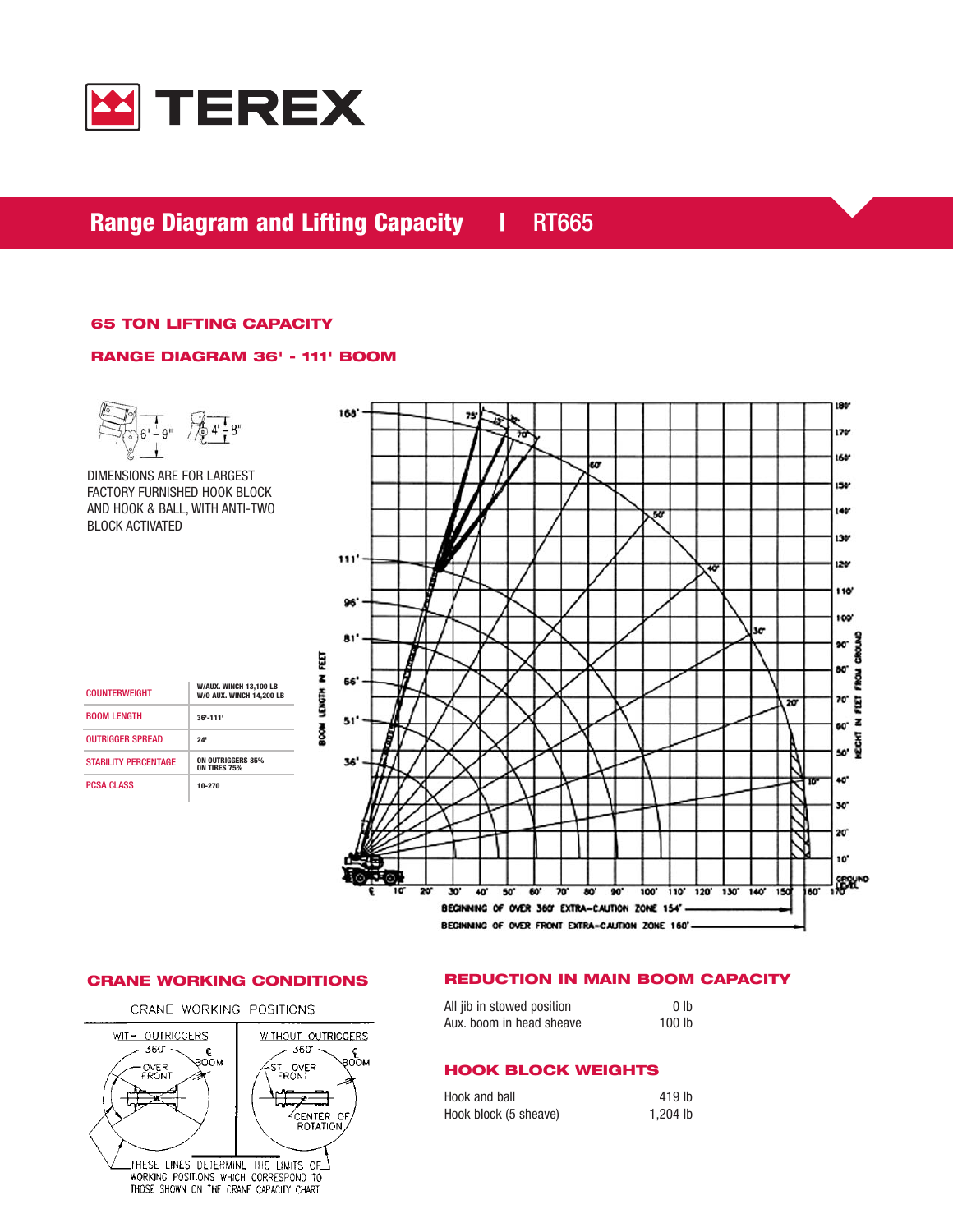# Range Diagram and Lifting Capacity | RT665

### 65 TON LIFTING CAPACITY

### RANGE DIAGRAM 36' - 111' BOOM

6' - 9"   4' - 8"

DIMENSIONS ARE FOR LARGEST FACTORY FURNISHED HOOK BLOCK AND HOOK & BALL, WITH ANTI-TWO BLOCK ACTIVATED

| | |
|---|---|
| COUNTERWEIGHT | W/AUX. WINCH 13,100 LB<br>W/O AUX. WINCH 14,200 LB |
| BOOM LENGTH | 36'-111' |
| OUTRIGGER SPREAD | 24' |
| STABILITY PERCENTAGE | ON OUTRIGGERS 85%<br>ON TIRES 75% |
| PCSA CLASS | 10-270 |

BEGINNING OF OVER 360° EXTRA-CAUTION ZONE 154'

BEGINNING OF OVER FRONT EXTRA-CAUTION ZONE 160'

### CRANE WORKING CONDITIONS

CRANE WORKING POSITIONS

WITH OUTRIGGERS / WITHOUT OUTRIGGERS

THESE LINES DETERMINE THE LIMITS OF WORKING POSITIONS WHICH CORRESPOND TO THOSE SHOWN ON THE CRANE CAPACITY CHART.

### REDUCTION IN MAIN BOOM CAPACITY

| | |
|---|---|
| All jib in stowed position | 0 lb |
| Aux. boom in head sheave | 100 lb |

### HOOK BLOCK WEIGHTS

| | |
|---|---|
| Hook and ball | 419 lb |
| Hook block (5 sheave) | 1,204 lb |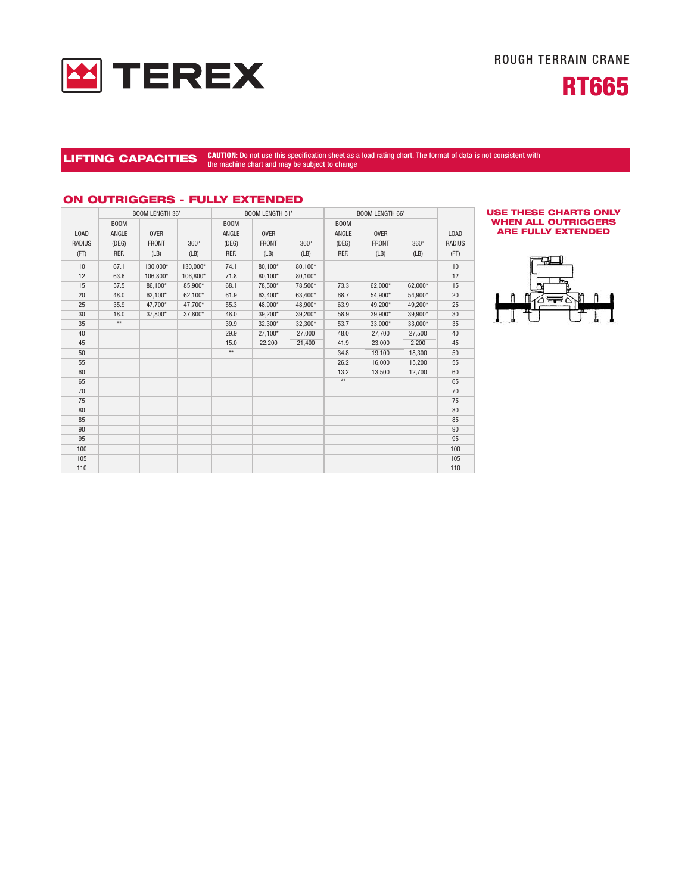ROUGH TERRAIN CRANE

# RT665

## LIFTING CAPACITIES

**CAUTION:** Do not use this specification sheet as a load rating chart. The format of data is not consistent with the machine chart and may be subject to change

### ON OUTRIGGERS - FULLY EXTENDED

| LOAD RADIUS (FT) | BOOM LENGTH 36' | | | BOOM LENGTH 51' | | | BOOM LENGTH 66' | | | LOAD RADIUS (FT) |
|---|---|---|---|---|---|---|---|---|---|---|
| | BOOM ANGLE (DEG) REF. | OVER FRONT (LB) | 360º (LB) | BOOM ANGLE (DEG) REF. | OVER FRONT (LB) | 360º (LB) | BOOM ANGLE (DEG) REF. | OVER FRONT (LB) | 360º (LB) | |
| 10 | 67.1 | 130,000* | 130,000* | 74.1 | 80,100* | 80,100* | | | | 10 |
| 12 | 63.6 | 106,800* | 106,800* | 71.8 | 80,100* | 80,100* | | | | 12 |
| 15 | 57.5 | 86,100* | 85,900* | 68.1 | 78,500* | 78,500* | 73.3 | 62,000* | 62,000* | 15 |
| 20 | 48.0 | 62,100* | 62,100* | 61.9 | 63,400* | 63,400* | 68.7 | 54,900* | 54,900* | 20 |
| 25 | 35.9 | 47,700* | 47,700* | 55.3 | 48,900* | 48,900* | 63.9 | 49,200* | 49,200* | 25 |
| 30 | 18.0 | 37,800* | 37,800* | 48.0 | 39,200* | 39,200* | 58.9 | 39,900* | 39,900* | 30 |
| 35 | ** | | | 39.9 | 32,300* | 32,300* | 53.7 | 33,000* | 33,000* | 35 |
| 40 | | | | 29.9 | 27,100* | 27,000 | 48.0 | 27,700 | 27,500 | 40 |
| 45 | | | | 15.0 | 22,200 | 21,400 | 41.9 | 23,000 | 2,200 | 45 |
| 50 | | | | ** | | | 34.8 | 19,100 | 18,300 | 50 |
| 55 | | | | | | | 26.2 | 16,000 | 15,200 | 55 |
| 60 | | | | | | | 13.2 | 13,500 | 12,700 | 60 |
| 65 | | | | | | | ** | | | 65 |
| 70 | | | | | | | | | | 70 |
| 75 | | | | | | | | | | 75 |
| 80 | | | | | | | | | | 80 |
| 85 | | | | | | | | | | 85 |
| 90 | | | | | | | | | | 90 |
| 95 | | | | | | | | | | 95 |
| 100 | | | | | | | | | | 100 |
| 105 | | | | | | | | | | 105 |
| 110 | | | | | | | | | | 110 |

**USE THESE CHARTS ONLY WHEN ALL OUTRIGGERS ARE FULLY EXTENDED**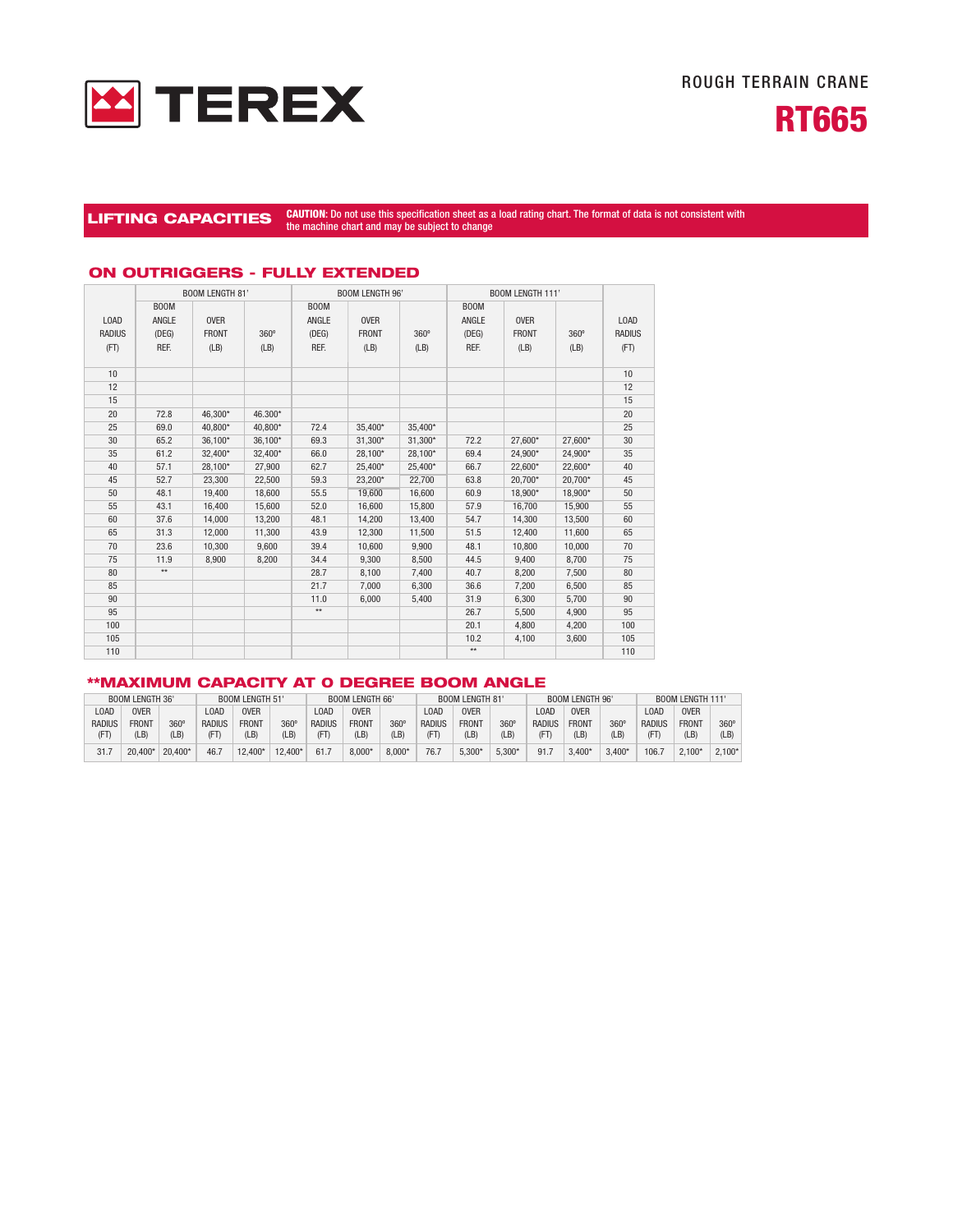ROUGH TERRAIN CRANE

# RT665

## LIFTING CAPACITIES

**CAUTION:** Do not use this specification sheet as a load rating chart. The format of data is not consistent with the machine chart and may be subject to change

### ON OUTRIGGERS - FULLY EXTENDED

| LOAD RADIUS (FT) | BOOM LENGTH 81' | | | BOOM LENGTH 96' | | | BOOM LENGTH 111' | | | LOAD RADIUS (FT) |
|---|---|---|---|---|---|---|---|---|---|---|
| | BOOM ANGLE (DEG) REF. | OVER FRONT (LB) | 360º (LB) | BOOM ANGLE (DEG) REF. | OVER FRONT (LB) | 360º (LB) | BOOM ANGLE (DEG) REF. | OVER FRONT (LB) | 360º (LB) | |
| 10 | | | | | | | | | | 10 |
| 12 | | | | | | | | | | 12 |
| 15 | | | | | | | | | | 15 |
| 20 | 72.8 | 46,300* | 46.300* | | | | | | | 20 |
| 25 | 69.0 | 40,800* | 40,800* | 72.4 | 35,400* | 35,400* | | | | 25 |
| 30 | 65.2 | 36,100* | 36,100* | 69.3 | 31,300* | 31,300* | 72.2 | 27,600* | 27,600* | 30 |
| 35 | 61.2 | 32,400* | 32,400* | 66.0 | 28,100* | 28,100* | 69.4 | 24,900* | 24,900* | 35 |
| 40 | 57.1 | 28,100* | 27,900 | 62.7 | 25,400* | 25,400* | 66.7 | 22,600* | 22,600* | 40 |
| 45 | 52.7 | 23,300 | 22,500 | 59.3 | 23,200* | 22,700 | 63.8 | 20,700* | 20,700* | 45 |
| 50 | 48.1 | 19,400 | 18,600 | 55.5 | 19,600 | 16,600 | 60.9 | 18,900* | 18,900* | 50 |
| 55 | 43.1 | 16,400 | 15,600 | 52.0 | 16,600 | 15,800 | 57.9 | 16,700 | 15,900 | 55 |
| 60 | 37.6 | 14,000 | 13,200 | 48.1 | 14,200 | 13,400 | 54.7 | 14,300 | 13,500 | 60 |
| 65 | 31.3 | 12,000 | 11,300 | 43.9 | 12,300 | 11,500 | 51.5 | 12,400 | 11,600 | 65 |
| 70 | 23.6 | 10,300 | 9,600 | 39.4 | 10,600 | 9,900 | 48.1 | 10,800 | 10,000 | 70 |
| 75 | 11.9 | 8,900 | 8,200 | 34.4 | 9,300 | 8,500 | 44.5 | 9,400 | 8,700 | 75 |
| 80 | ** | | | 28.7 | 8,100 | 7,400 | 40.7 | 8,200 | 7,500 | 80 |
| 85 | | | | 21.7 | 7,000 | 6,300 | 36.6 | 7,200 | 6,500 | 85 |
| 90 | | | | 11.0 | 6,000 | 5,400 | 31.9 | 6,300 | 5,700 | 90 |
| 95 | | | | ** | | | 26.7 | 5,500 | 4,900 | 95 |
| 100 | | | | | | | 20.1 | 4,800 | 4,200 | 100 |
| 105 | | | | | | | 10.2 | 4,100 | 3,600 | 105 |
| 110 | | | | | | | ** | | | 110 |

### **MAXIMUM CAPACITY AT 0 DEGREE BOOM ANGLE

| BOOM LENGTH 36' | | | BOOM LENGTH 51' | | | BOOM LENGTH 66' | | | BOOM LENGTH 81' | | | BOOM LENGTH 96' | | | BOOM LENGTH 111' | | |
|---|---|---|---|---|---|---|---|---|---|---|---|---|---|---|---|---|---|
| LOAD RADIUS (FT) | OVER FRONT (LB) | 360º (LB) | LOAD RADIUS (FT) | OVER FRONT (LB) | 360º (LB) | LOAD RADIUS (FT) | OVER FRONT (LB) | 360º (LB) | LOAD RADIUS (FT) | OVER FRONT (LB) | 360º (LB) | LOAD RADIUS (FT) | OVER FRONT (LB) | 360º (LB) | LOAD RADIUS (FT) | OVER FRONT (LB) | 360º (LB) |
| 31.7 | 20,400* | 20,400* | 46.7 | 12,400* | 12,400* | 61.7 | 8,000* | 8,000* | 76.7 | 5,300* | 5,300* | 91.7 | 3,400* | 3,400* | 106.7 | 2,100* | 2,100* |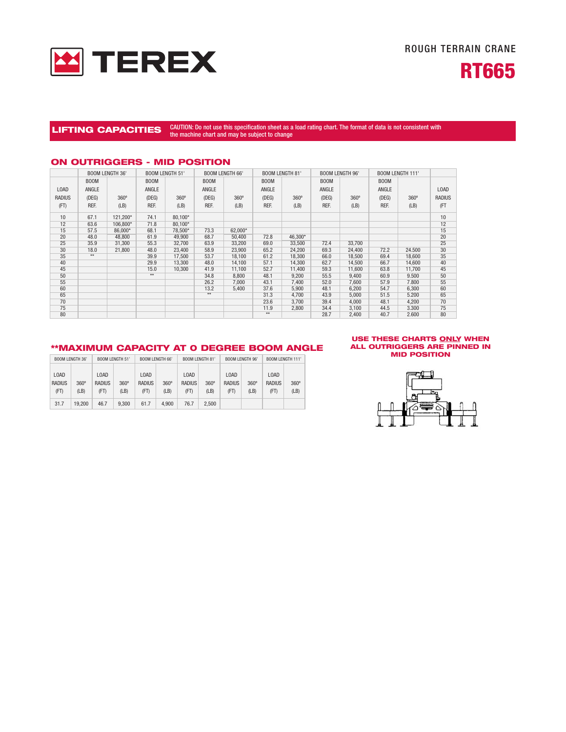TEREX

ROUGH TERRAIN CRANE

# RT665

## LIFTING CAPACITIES

CAUTION: Do not use this specification sheet as a load rating chart. The format of data is not consistent with the machine chart and may be subject to change

### ON OUTRIGGERS - MID POSITION

| | BOOM LENGTH 36' | | BOOM LENGTH 51' | | BOOM LENGTH 66' | | BOOM LENGTH 81' | | BOOM LENGTH 96' | | BOOM LENGTH 111' | | |
|---|---|---|---|---|---|---|---|---|---|---|---|---|---|
| LOAD RADIUS (FT) | BOOM ANGLE (DEG) REF. | 360° (LB) | BOOM ANGLE (DEG) REF. | 360° (LB) | BOOM ANGLE (DEG) REF. | 360° (LB) | BOOM ANGLE (DEG) REF. | 360° (LB) | BOOM ANGLE (DEG) REF. | 360° (LB) | BOOM ANGLE (DEG) REF. | 360° (LB) | LOAD RADIUS (FT |
| 10 | 67.1 | 121,200* | 74.1 | 80,100* | | | | | | | | | 10 |
| 12 | 63.6 | 106,800* | 71.8 | 80,100* | | | | | | | | | 12 |
| 15 | 57.5 | 86,000* | 68.1 | 78,500* | 73.3 | 62,000* | | | | | | | 15 |
| 20 | 48.0 | 48,800 | 61.9 | 49,900 | 68.7 | 50,400 | 72.8 | 46,300* | | | | | 20 |
| 25 | 35.9 | 31,300 | 55.3 | 32,700 | 63.9 | 33,200 | 69.0 | 33,500 | 72.4 | 33,700 | | | 25 |
| 30 | 18.0 | 21,800 | 48.0 | 23,400 | 58.9 | 23,900 | 65.2 | 24,200 | 69.3 | 24,400 | 72.2 | 24.500 | 30 |
| 35 | ** | | 39.9 | 17,500 | 53.7 | 18,100 | 61.2 | 18,300 | 66.0 | 18,500 | 69.4 | 18,600 | 35 |
| 40 | | | 29.9 | 13,300 | 48.0 | 14,100 | 57.1 | 14,300 | 62.7 | 14,500 | 66.7 | 14,600 | 40 |
| 45 | | | 15.0 | 10,300 | 41.9 | 11,100 | 52.7 | 11,400 | 59.3 | 11,600 | 63.8 | 11,700 | 45 |
| 50 | | | ** | | 34.8 | 8,800 | 48.1 | 9,200 | 55.5 | 9,400 | 60.9 | 9.500 | 50 |
| 55 | | | | | 26.2 | 7,000 | 43.1 | 7,400 | 52.0 | 7,600 | 57.9 | 7.800 | 55 |
| 60 | | | | | 13.2 | 5,400 | 37.6 | 5,900 | 48.1 | 6,200 | 54.7 | 6,300 | 60 |
| 65 | | | | | ** | | 31.3 | 4,700 | 43.9 | 5,000 | 51.5 | 5.200 | 65 |
| 70 | | | | | | | 23.6 | 3,700 | 39.4 | 4,000 | 48.1 | 4,200 | 70 |
| 75 | | | | | | | 11.9 | 2,800 | 34.4 | 3,100 | 44.5 | 3.300 | 75 |
| 80 | | | | | | | ** | | 28.7 | 2,400 | 40.7 | 2.600 | 80 |

### **MAXIMUM CAPACITY AT 0 DEGREE BOOM ANGLE

| BOOM LENGTH 36' | | BOOM LENGTH 51' | | BOOM LENGTH 66' | | BOOM LENGTH 81' | | BOOM LENGTH 96' | | BOOM LENGTH 111' | |
|---|---|---|---|---|---|---|---|---|---|---|---|
| LOAD RADIUS (FT) | 360° (LB) | LOAD RADIUS (FT) | 360° (LB) | LOAD RADIUS (FT) | 360° (LB) | LOAD RADIUS (FT) | 360° (LB) | LOAD RADIUS (FT) | 360° (LB) | LOAD RADIUS (FT) | 360° (LB) |
| 31.7 | 19,200 | 46.7 | 9,300 | 61.7 | 4,900 | 76.7 | 2,500 | | | | |

**USE THESE CHARTS ONLY WHEN ALL OUTRIGGERS ARE PINNED IN MID POSITION**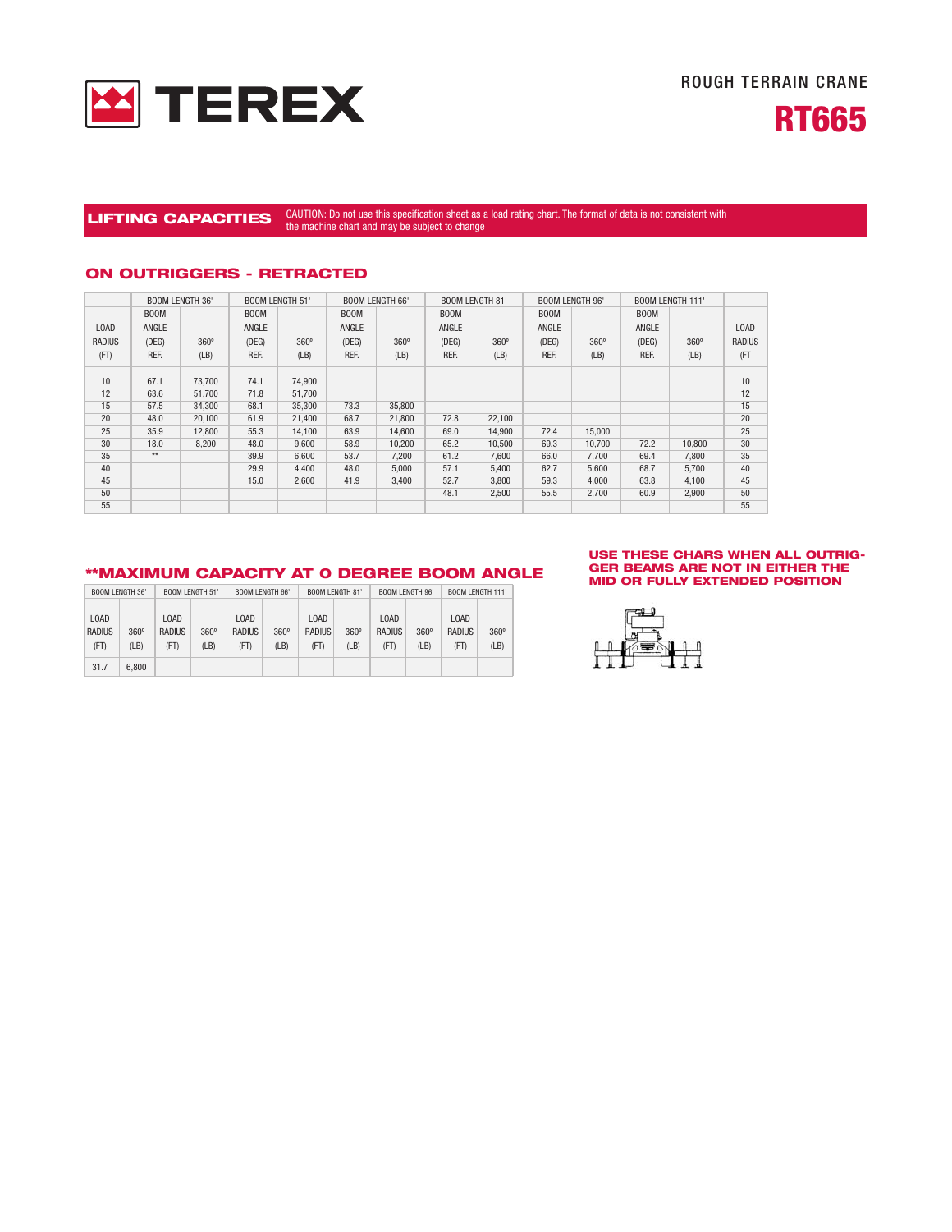TEREX

ROUGH TERRAIN CRANE

# RT665

## LIFTING CAPACITIES

CAUTION: Do not use this specification sheet as a load rating chart. The format of data is not consistent with the machine chart and may be subject to change

### ON OUTRIGGERS - RETRACTED

| | BOOM LENGTH 36' | | BOOM LENGTH 51' | | BOOM LENGTH 66' | | BOOM LENGTH 81' | | BOOM LENGTH 96' | | BOOM LENGTH 111' | | |
|---|---|---|---|---|---|---|---|---|---|---|---|---|---|
| LOAD RADIUS (FT) | BOOM ANGLE (DEG) REF. | 360º (LB) | BOOM ANGLE (DEG) REF. | 360º (LB) | BOOM ANGLE (DEG) REF. | 360º (LB) | BOOM ANGLE (DEG) REF. | 360º (LB) | BOOM ANGLE (DEG) REF. | 360º (LB) | BOOM ANGLE (DEG) REF. | 360º (LB) | LOAD RADIUS (FT |
| 10 | 67.1 | 73,700 | 74.1 | 74,900 | | | | | | | | | 10 |
| 12 | 63.6 | 51,700 | 71.8 | 51,700 | | | | | | | | | 12 |
| 15 | 57.5 | 34,300 | 68.1 | 35,300 | 73.3 | 35,800 | | | | | | | 15 |
| 20 | 48.0 | 20,100 | 61.9 | 21,400 | 68.7 | 21,800 | 72.8 | 22,100 | | | | | 20 |
| 25 | 35.9 | 12,800 | 55.3 | 14,100 | 63.9 | 14,600 | 69.0 | 14,900 | 72.4 | 15,000 | | | 25 |
| 30 | 18.0 | 8,200 | 48.0 | 9,600 | 58.9 | 10,200 | 65.2 | 10,500 | 69.3 | 10,700 | 72.2 | 10,800 | 30 |
| 35 | ** | | 39.9 | 6,600 | 53.7 | 7,200 | 61.2 | 7,600 | 66.0 | 7,700 | 69.4 | 7,800 | 35 |
| 40 | | | 29.9 | 4,400 | 48.0 | 5,000 | 57.1 | 5,400 | 62.7 | 5,600 | 68.7 | 5,700 | 40 |
| 45 | | | 15.0 | 2,600 | 41.9 | 3,400 | 52.7 | 3,800 | 59.3 | 4,000 | 63.8 | 4,100 | 45 |
| 50 | | | | | | | 48.1 | 2,500 | 55.5 | 2,700 | 60.9 | 2,900 | 50 |
| 55 | | | | | | | | | | | | | 55 |

### **MAXIMUM CAPACITY AT 0 DEGREE BOOM ANGLE

| BOOM LENGTH 36' | | BOOM LENGTH 51' | | BOOM LENGTH 66' | | BOOM LENGTH 81' | | BOOM LENGTH 96' | | BOOM LENGTH 111' | |
|---|---|---|---|---|---|---|---|---|---|---|---|
| LOAD RADIUS (FT) | 360º (LB) | LOAD RADIUS (FT) | 360º (LB) | LOAD RADIUS (FT) | 360º (LB) | LOAD RADIUS (FT) | 360º (LB) | LOAD RADIUS (FT) | 360º (LB) | LOAD RADIUS (FT) | 360º (LB) |
| 31.7 | 6,800 | | | | | | | | | | |

**USE THESE CHARS WHEN ALL OUTRIGGER BEAMS ARE NOT IN EITHER THE MID OR FULLY EXTENDED POSITION**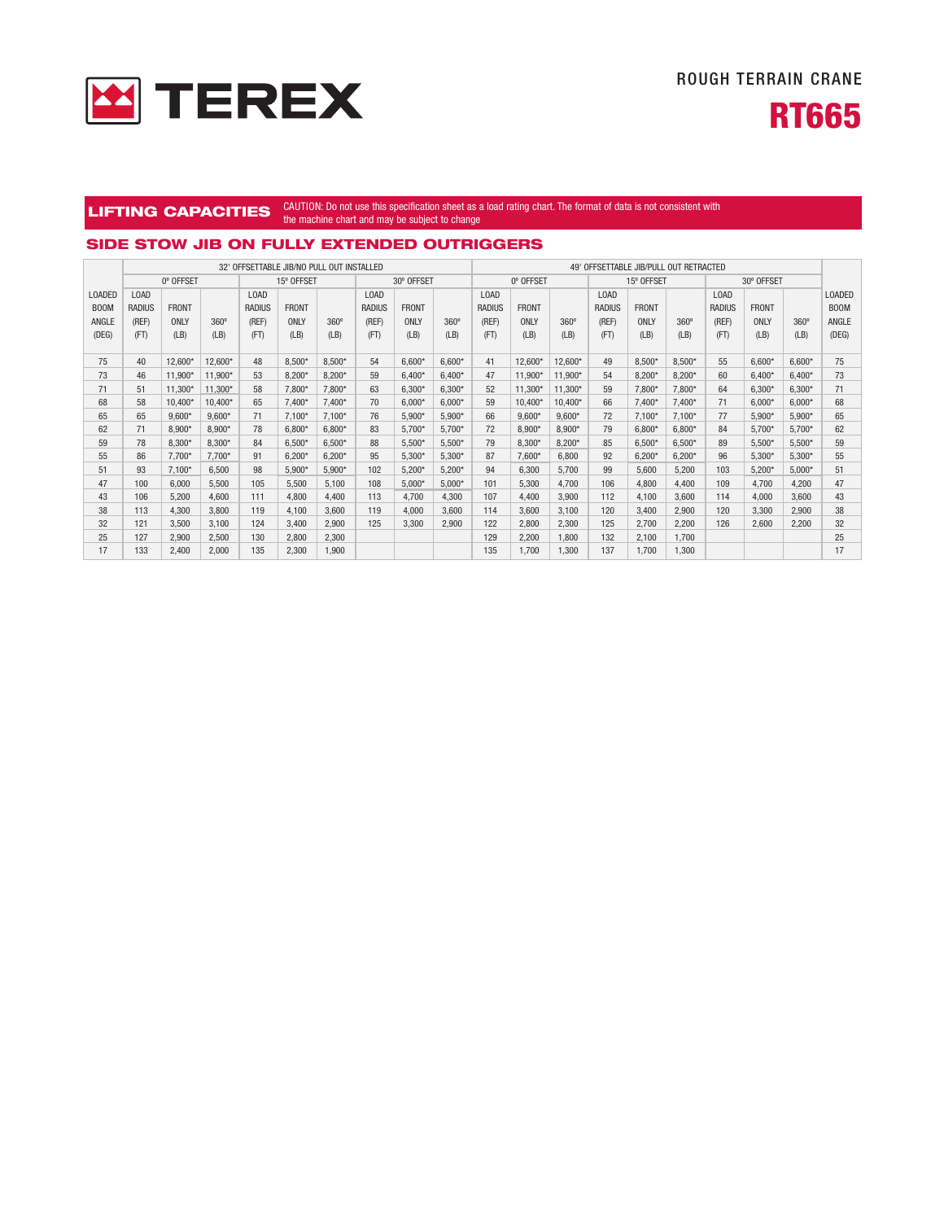# TEREX

ROUGH TERRAIN CRANE

**RT665**

## LIFTING CAPACITIES

CAUTION: Do not use this specification sheet as a load rating chart. The format of data is not consistent with the machine chart and may be subject to change

## SIDE STOW JIB ON FULLY EXTENDED OUTRIGGERS

| LOADED BOOM ANGLE (DEG) | 32' OFFSETTABLE JIB/NO PULL OUT INSTALLED | | | | | | | | | 49' OFFSETTABLE JIB/PULL OUT RETRACTED | | | | | | | | | LOADED BOOM ANGLE (DEG) |
|---|---|---|---|---|---|---|---|---|---|---|---|---|---|---|---|---|---|---|---|
| | 0° OFFSET | | | 15° OFFSET | | | 30° OFFSET | | | 0° OFFSET | | | 15° OFFSET | | | 30° OFFSET | | | |
| | LOAD RADIUS (REF) (FT) | FRONT ONLY (LB) | 360° (LB) | LOAD RADIUS (REF) (FT) | FRONT ONLY (LB) | 360° (LB) | LOAD RADIUS (REF) (FT) | FRONT ONLY (LB) | 360° (LB) | LOAD RADIUS (REF) (FT) | FRONT ONLY (LB) | 360° (LB) | LOAD RADIUS (REF) (FT) | FRONT ONLY (LB) | 360° (LB) | LOAD RADIUS (REF) (FT) | FRONT ONLY (LB) | 360° (LB) | |
| 75 | 40 | 12,600* | 12,600* | 48 | 8,500* | 8,500* | 54 | 6,600* | 6,600* | 41 | 12,600* | 12,600* | 49 | 8,500* | 8,500* | 55 | 6,600* | 6,600* | 75 |
| 73 | 46 | 11,900* | 11,900* | 53 | 8,200* | 8,200* | 59 | 6,400* | 6,400* | 47 | 11,900* | 11,900* | 54 | 8,200* | 8,200* | 60 | 6,400* | 6,400* | 73 |
| 71 | 51 | 11,300* | 11,300* | 58 | 7,800* | 7,800* | 63 | 6,300* | 6,300* | 52 | 11,300* | 11,300* | 59 | 7,800* | 7,800* | 64 | 6,300* | 6,300* | 71 |
| 68 | 58 | 10,400* | 10,400* | 65 | 7,400* | 7,400* | 70 | 6,000* | 6,000* | 59 | 10,400* | 10,400* | 66 | 7,400* | 7,400* | 71 | 6,000* | 6,000* | 68 |
| 65 | 65 | 9,600* | 9,600* | 71 | 7,100* | 7,100* | 76 | 5,900* | 5,900* | 66 | 9,600* | 9,600* | 72 | 7,100* | 7,100* | 77 | 5,900* | 5,900* | 65 |
| 62 | 71 | 8,900* | 8,900* | 78 | 6,800* | 6,800* | 83 | 5,700* | 5,700* | 72 | 8,900* | 8,900* | 79 | 6,800* | 6,800* | 84 | 5,700* | 5,700* | 62 |
| 59 | 78 | 8,300* | 8,300* | 84 | 6,500* | 6,500* | 88 | 5,500* | 5,500* | 79 | 8,300* | 8,200* | 85 | 6,500* | 6,500* | 89 | 5,500* | 5,500* | 59 |
| 55 | 86 | 7,700* | 7,700* | 91 | 6,200* | 6,200* | 95 | 5,300* | 5,300* | 87 | 7,600* | 6,800 | 92 | 6,200* | 6,200* | 96 | 5,300* | 5,300* | 55 |
| 51 | 93 | 7,100* | 6,500 | 98 | 5,900* | 5,900* | 102 | 5,200* | 5,200* | 94 | 6,300 | 5,700 | 99 | 5,600 | 5,200 | 103 | 5,200* | 5,000* | 51 |
| 47 | 100 | 6,000 | 5,500 | 105 | 5,500 | 5,100 | 108 | 5,000* | 5,000* | 101 | 5,300 | 4,700 | 106 | 4,800 | 4,400 | 109 | 4,700 | 4,200 | 47 |
| 43 | 106 | 5,200 | 4,600 | 111 | 4,800 | 4,400 | 113 | 4,700 | 4,300 | 107 | 4,400 | 3,900 | 112 | 4,100 | 3,600 | 114 | 4,000 | 3,600 | 43 |
| 38 | 113 | 4,300 | 3,800 | 119 | 4,100 | 3,600 | 119 | 4,000 | 3,600 | 114 | 3,600 | 3,100 | 120 | 3,400 | 2,900 | 120 | 3,300 | 2,900 | 38 |
| 32 | 121 | 3,500 | 3,100 | 124 | 3,400 | 2,900 | 125 | 3,300 | 2,900 | 122 | 2,800 | 2,300 | 125 | 2,700 | 2,200 | 126 | 2,600 | 2,200 | 32 |
| 25 | 127 | 2,900 | 2,500 | 130 | 2,800 | 2,300 | | | | 129 | 2,200 | 1,800 | 132 | 2,100 | 1,700 | | | | 25 |
| 17 | 133 | 2,400 | 2,000 | 135 | 2,300 | 1,900 | | | | 135 | 1,700 | 1,300 | 137 | 1,700 | 1,300 | | | | 17 |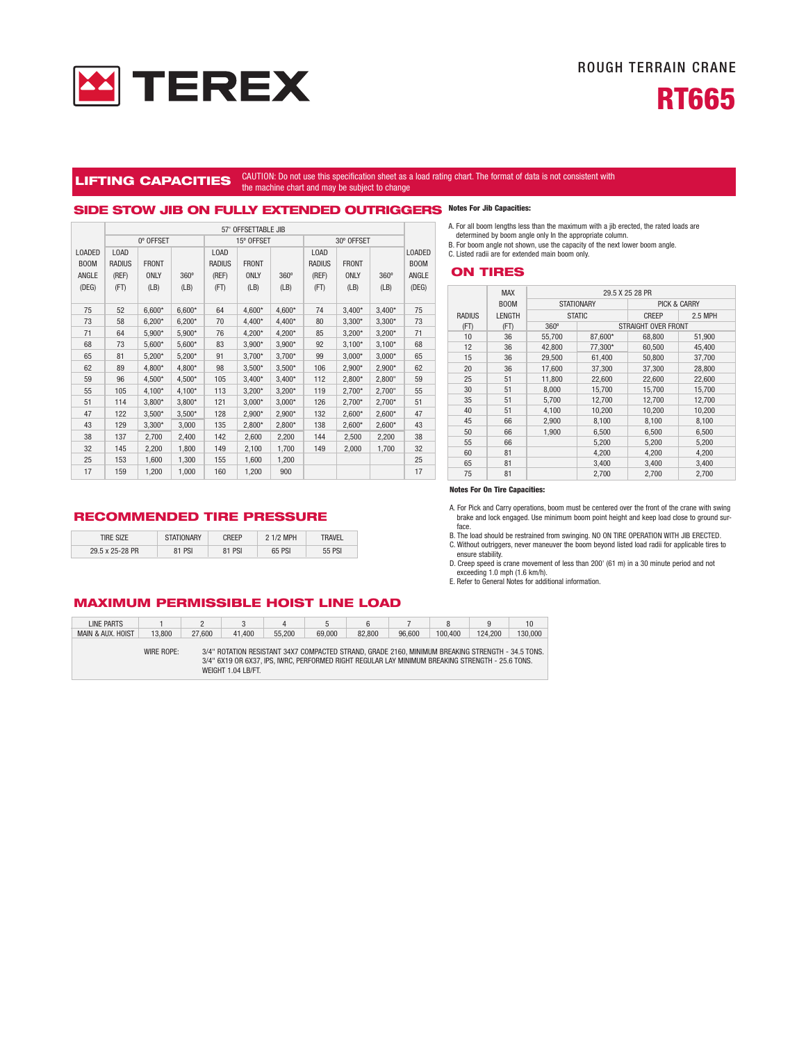TEREX

ROUGH TERRAIN CRANE

# RT665

## LIFTING CAPACITIES

CAUTION: Do not use this specification sheet as a load rating chart. The format of data is not consistent with the machine chart and may be subject to change

## SIDE STOW JIB ON FULLY EXTENDED OUTRIGGERS

| LOADED BOOM ANGLE (DEG) | 57' OFFSETTABLE JIB | | | | | | | | | LOADED BOOM ANGLE (DEG) |
|---|---|---|---|---|---|---|---|---|---|---|
| | 0° OFFSET | | | 15° OFFSET | | | 30° OFFSET | | | |
| | LOAD RADIUS (REF) (FT) | FRONT ONLY (LB) | 360° (LB) | LOAD RADIUS (REF) (FT) | FRONT ONLY (LB) | 360° (LB) | LOAD RADIUS (REF) (FT) | FRONT ONLY (LB) | 360° (LB) | |
| 75 | 52 | 6,600* | 6,600* | 64 | 4,600* | 4,600* | 74 | 3,400* | 3,400* | 75 |
| 73 | 58 | 6,200* | 6,200* | 70 | 4,400* | 4,400* | 80 | 3,300* | 3,300* | 73 |
| 71 | 64 | 5,900* | 5,900* | 76 | 4,200* | 4,200* | 85 | 3,200* | 3,200* | 71 |
| 68 | 73 | 5,600* | 5,600* | 83 | 3,900* | 3,900* | 92 | 3,100* | 3,100* | 68 |
| 65 | 81 | 5,200* | 5,200* | 91 | 3,700* | 3,700* | 99 | 3,000* | 3,000* | 65 |
| 62 | 89 | 4,800* | 4,800* | 98 | 3,500* | 3,500* | 106 | 2,900* | 2,900* | 62 |
| 59 | 96 | 4,500* | 4,500* | 105 | 3,400* | 3,400* | 112 | 2,800* | 2,800" | 59 |
| 55 | 105 | 4,100* | 4,100* | 113 | 3,200* | 3,200* | 119 | 2,700* | 2,700" | 55 |
| 51 | 114 | 3,800* | 3,800* | 121 | 3,000* | 3,000* | 126 | 2,700* | 2,700* | 51 |
| 47 | 122 | 3,500* | 3,500* | 128 | 2,900* | 2,900* | 132 | 2,600* | 2,600* | 47 |
| 43 | 129 | 3,300* | 3,000 | 135 | 2,800* | 2,800* | 138 | 2,600* | 2,600* | 43 |
| 38 | 137 | 2,700 | 2,400 | 142 | 2,600 | 2,200 | 144 | 2,500 | 2,200 | 38 |
| 32 | 145 | 2,200 | 1,800 | 149 | 2,100 | 1,700 | 149 | 2,000 | 1,700 | 32 |
| 25 | 153 | 1,600 | 1,300 | 155 | 1,600 | 1,200 | | | | 25 |
| 17 | 159 | 1,200 | 1,000 | 160 | 1,200 | 900 | | | | 17 |

**Notes For Jib Capacities:**

A. For all boom lengths less than the maximum with a jib erected, the rated loads are determined by boom angle only In the appropriate column.
B. For boom angle not shown, use the capacity of the next lower boom angle.
C. Listed radii are for extended main boom only.

## ON TIRES

| RADIUS (FT) | MAX BOOM LENGTH (FT) | 29.5 X 25 28 PR | | | |
|---|---|---|---|---|---|
| | | STATIONARY | | PICK & CARRY | |
| | | STATIC | | CREEP | 2.5 MPH |
| | | 360° | STRAIGHT OVER FRONT | | |
| 10 | 36 | 55,700 | 87,600* | 68,800 | 51,900 |
| 12 | 36 | 42,800 | 77,300* | 60,500 | 45,400 |
| 15 | 36 | 29,500 | 61,400 | 50,800 | 37,700 |
| 20 | 36 | 17,600 | 37,300 | 37,300 | 28,800 |
| 25 | 51 | 11,800 | 22,600 | 22,600 | 22,600 |
| 30 | 51 | 8,000 | 15,700 | 15,700 | 15,700 |
| 35 | 51 | 5,700 | 12,700 | 12,700 | 12,700 |
| 40 | 51 | 4,100 | 10,200 | 10,200 | 10,200 |
| 45 | 66 | 2,900 | 8,100 | 8,100 | 8,100 |
| 50 | 66 | 1,900 | 6,500 | 6,500 | 6,500 |
| 55 | 66 | | 5,200 | 5,200 | 5,200 |
| 60 | 81 | | 4,200 | 4,200 | 4,200 |
| 65 | 81 | | 3,400 | 3,400 | 3,400 |
| 75 | 81 | | 2,700 | 2,700 | 2,700 |

**Notes For On Tire Capacities:**

A. For Pick and Carry operations, boom must be centered over the front of the crane with swing brake and lock engaged. Use minimum boom point height and keep load close to ground surface.
B. The load should be restrained from swinging. NO ON TIRE OPERATION WITH JIB ERECTED.
C. Without outriggers, never maneuver the boom beyond listed load radii for applicable tires to ensure stability.
D. Creep speed is crane movement of less than 200' (61 m) in a 30 minute period and not exceeding 1.0 mph (1.6 km/h).
E. Refer to General Notes for additional information.

## RECOMMENDED TIRE PRESSURE

| TIRE SIZE | STATIONARY | CREEP | 2 1/2 MPH | TRAVEL |
|---|---|---|---|---|
| 29.5 x 25-28 PR | 81 PSI | 81 PSI | 65 PSI | 55 PSI |

## MAXIMUM PERMISSIBLE HOIST LINE LOAD

| LINE PARTS | 1 | 2 | 3 | 4 | 5 | 6 | 7 | 8 | 9 | 10 |
|---|---|---|---|---|---|---|---|---|---|---|
| MAIN & AUX. HOIST | 13,800 | 27,600 | 41,400 | 55,200 | 69,000 | 82,800 | 96,600 | 100,400 | 124,200 | 130,000 |

WIRE ROPE: 3/4" ROTATION RESISTANT 34X7 COMPACTED STRAND, GRADE 2160, MINIMUM BREAKING STRENGTH - 34.5 TONS. 3/4" 6X19 OR 6X37, IPS, IWRC, PERFORMED RIGHT REGULAR LAY MINIMUM BREAKING STRENGTH - 25.6 TONS. WEIGHT 1.04 LB/FT.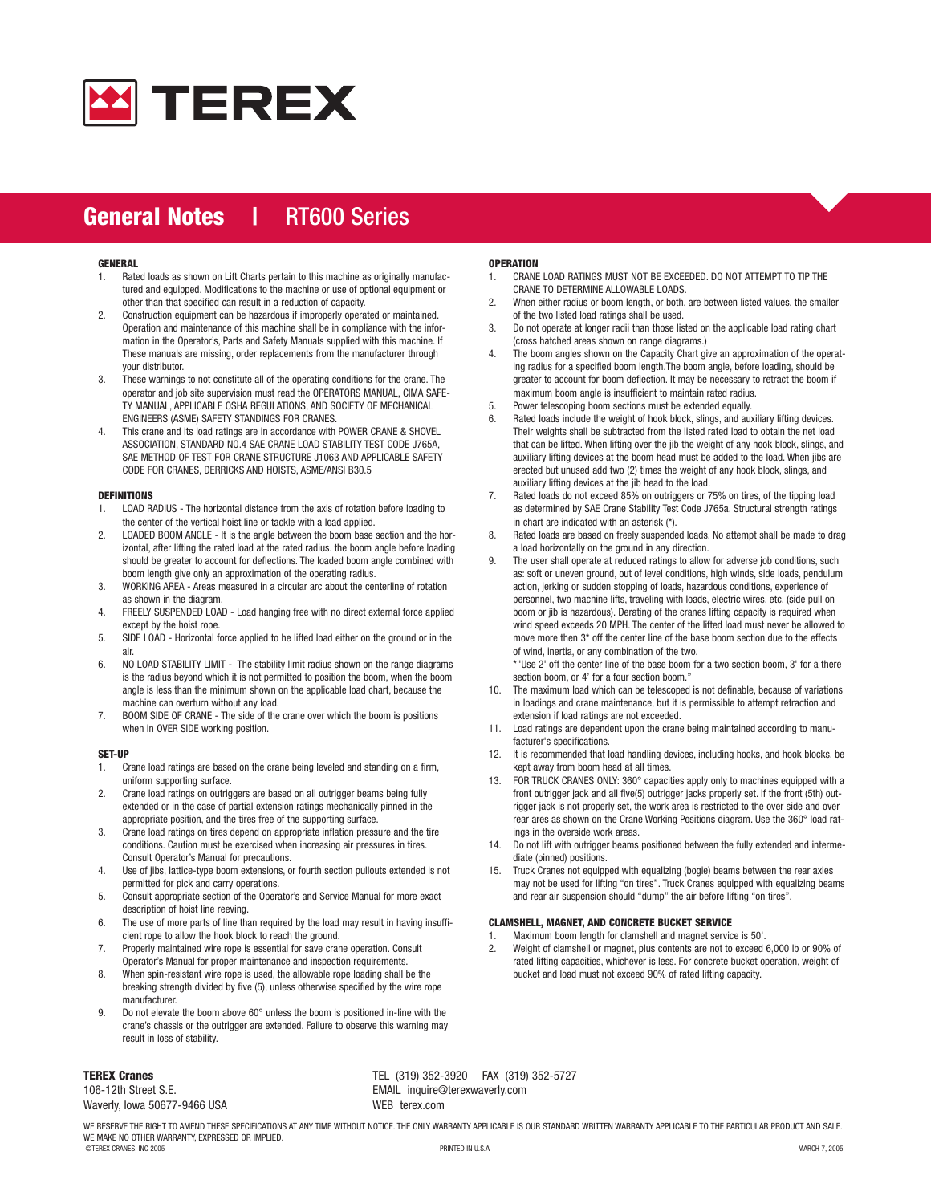# TEREX

## General Notes | RT600 Series

### GENERAL

1. Rated loads as shown on Lift Charts pertain to this machine as originally manufactured and equipped. Modifications to the machine or use of optional equipment or other than that specified can result in a reduction of capacity.
2. Construction equipment can be hazardous if improperly operated or maintained. Operation and maintenance of this machine shall be in compliance with the information in the Operator's, Parts and Safety Manuals supplied with this machine. If These manuals are missing, order replacements from the manufacturer through your distributor.
3. These warnings to not constitute all of the operating conditions for the crane. The operator and job site supervision must read the OPERATORS MANUAL, CIMA SAFETY MANUAL, APPLICABLE OSHA REGULATIONS, AND SOCIETY OF MECHANICAL ENGINEERS (ASME) SAFETY STANDINGS FOR CRANES.
4. This crane and its load ratings are in accordance with POWER CRANE & SHOVEL ASSOCIATION, STANDARD NO.4 SAE CRANE LOAD STABILITY TEST CODE J765A, SAE METHOD OF TEST FOR CRANE STRUCTURE J1063 AND APPLICABLE SAFETY CODE FOR CRANES, DERRICKS AND HOISTS, ASME/ANSI B30.5

### DEFINITIONS

1. LOAD RADIUS - The horizontal distance from the axis of rotation before loading to the center of the vertical hoist line or tackle with a load applied.
2. LOADED BOOM ANGLE - It is the angle between the boom base section and the horizontal, after lifting the rated load at the rated radius. the boom angle before loading should be greater to account for deflections. The loaded boom angle combined with boom length give only an approximation of the operating radius.
3. WORKING AREA - Areas measured in a circular arc about the centerline of rotation as shown in the diagram.
4. FREELY SUSPENDED LOAD - Load hanging free with no direct external force applied except by the hoist rope.
5. SIDE LOAD - Horizontal force applied to he lifted load either on the ground or in the air.
6. NO LOAD STABILITY LIMIT - The stability limit radius shown on the range diagrams is the radius beyond which it is not permitted to position the boom, when the boom angle is less than the minimum shown on the applicable load chart, because the machine can overturn without any load.
7. BOOM SIDE OF CRANE - The side of the crane over which the boom is positions when in OVER SIDE working position.

### SET-UP

1. Crane load ratings are based on the crane being leveled and standing on a firm, uniform supporting surface.
2. Crane load ratings on outriggers are based on all outrigger beams being fully extended or in the case of partial extension ratings mechanically pinned in the appropriate position, and the tires free of the supporting surface.
3. Crane load ratings on tires depend on appropriate inflation pressure and the tire conditions. Caution must be exercised when increasing air pressures in tires. Consult Operator's Manual for precautions.
4. Use of jibs, lattice-type boom extensions, or fourth section pullouts extended is not permitted for pick and carry operations.
5. Consult appropriate section of the Operator's and Service Manual for more exact description of hoist line reeving.
6. The use of more parts of line than required by the load may result in having insufficient rope to allow the hook block to reach the ground.
7. Properly maintained wire rope is essential for save crane operation. Consult Operator's Manual for proper maintenance and inspection requirements.
8. When spin-resistant wire rope is used, the allowable rope loading shall be the breaking strength divided by five (5), unless otherwise specified by the wire rope manufacturer.
9. Do not elevate the boom above 60° unless the boom is positioned in-line with the crane's chassis or the outrigger are extended. Failure to observe this warning may result in loss of stability.

### OPERATION

1. CRANE LOAD RATINGS MUST NOT BE EXCEEDED. DO NOT ATTEMPT TO TIP THE CRANE TO DETERMINE ALLOWABLE LOADS.
2. When either radius or boom length, or both, are between listed values, the smaller of the two listed load ratings shall be used.
3. Do not operate at longer radii than those listed on the applicable load rating chart (cross hatched areas shown on range diagrams.)
4. The boom angles shown on the Capacity Chart give an approximation of the operating radius for a specified boom length.The boom angle, before loading, should be greater to account for boom deflection. It may be necessary to retract the boom if maximum boom angle is insufficient to maintain rated radius.
5. Power telescoping boom sections must be extended equally.
6. Rated loads include the weight of hook block, slings, and auxiliary lifting devices. Their weights shall be subtracted from the listed rated load to obtain the net load that can be lifted. When lifting over the jib the weight of any hook block, slings, and auxiliary lifting devices at the boom head must be added to the load. When jibs are erected but unused add two (2) times the weight of any hook block, slings, and auxiliary lifting devices at the jib head to the load.
7. Rated loads do not exceed 85% on outriggers or 75% on tires, of the tipping load as determined by SAE Crane Stability Test Code J765a. Structural strength ratings in chart are indicated with an asterisk (*).
8. Rated loads are based on freely suspended loads. No attempt shall be made to drag a load horizontally on the ground in any direction.
9. The user shall operate at reduced ratings to allow for adverse job conditions, such as: soft or uneven ground, out of level conditions, high winds, side loads, pendulum action, jerking or sudden stopping of loads, hazardous conditions, experience of personnel, two machine lifts, traveling with loads, electric wires, etc. (side pull on boom or jib is hazardous). Derating of the cranes lifting capacity is required when wind speed exceeds 20 MPH. The center of the lifted load must never be allowed to move more then 3* off the center line of the base boom section due to the effects of wind, inertia, or any combination of the two.
   *"Use 2' off the center line of the base boom for a two section boom, 3' for a there section boom, or 4' for a four section boom."
10. The maximum load which can be telescoped is not definable, because of variations in loadings and crane maintenance, but it is permissible to attempt retraction and extension if load ratings are not exceeded.
11. Load ratings are dependent upon the crane being maintained according to manufacturer's specifications.
12. It is recommended that load handling devices, including hooks, and hook blocks, be kept away from boom head at all times.
13. FOR TRUCK CRANES ONLY: 360° capacities apply only to machines equipped with a front outrigger jack and all five(5) outrigger jacks properly set. If the front (5th) outrigger jack is not properly set, the work area is restricted to the over side and over rear ares as shown on the Crane Working Positions diagram. Use the 360° load ratings in the overside work areas.
14. Do not lift with outrigger beams positioned between the fully extended and intermediate (pinned) positions.
15. Truck Cranes not equipped with equalizing (bogie) beams between the rear axles may not be used for lifting "on tires". Truck Cranes equipped with equalizing beams and rear air suspension should "dump" the air before lifting "on tires".

### CLAMSHELL, MAGNET, AND CONCRETE BUCKET SERVICE

1. Maximum boom length for clamshell and magnet service is 50'.
2. Weight of clamshell or magnet, plus contents are not to exceed 6,000 lb or 90% of rated lifting capacities, whichever is less. For concrete bucket operation, weight of bucket and load must not exceed 90% of rated lifting capacity.

**TEREX Cranes**
106-12th Street S.E.
Waverly, Iowa 50677-9466 USA

TEL (319) 352-3920 FAX (319) 352-5727
EMAIL inquire@terexwaverly.com
WEB terex.com

WE RESERVE THE RIGHT TO AMEND THESE SPECIFICATIONS AT ANY TIME WITHOUT NOTICE. THE ONLY WARRANTY APPLICABLE IS OUR STANDARD WRITTEN WARRANTY APPLICABLE TO THE PARTICULAR PRODUCT AND SALE. WE MAKE NO OTHER WARRANTY, EXPRESSED OR IMPLIED.

©TEREX CRANES, INC 2005 PRINTED IN U.S.A MARCH 7, 2005